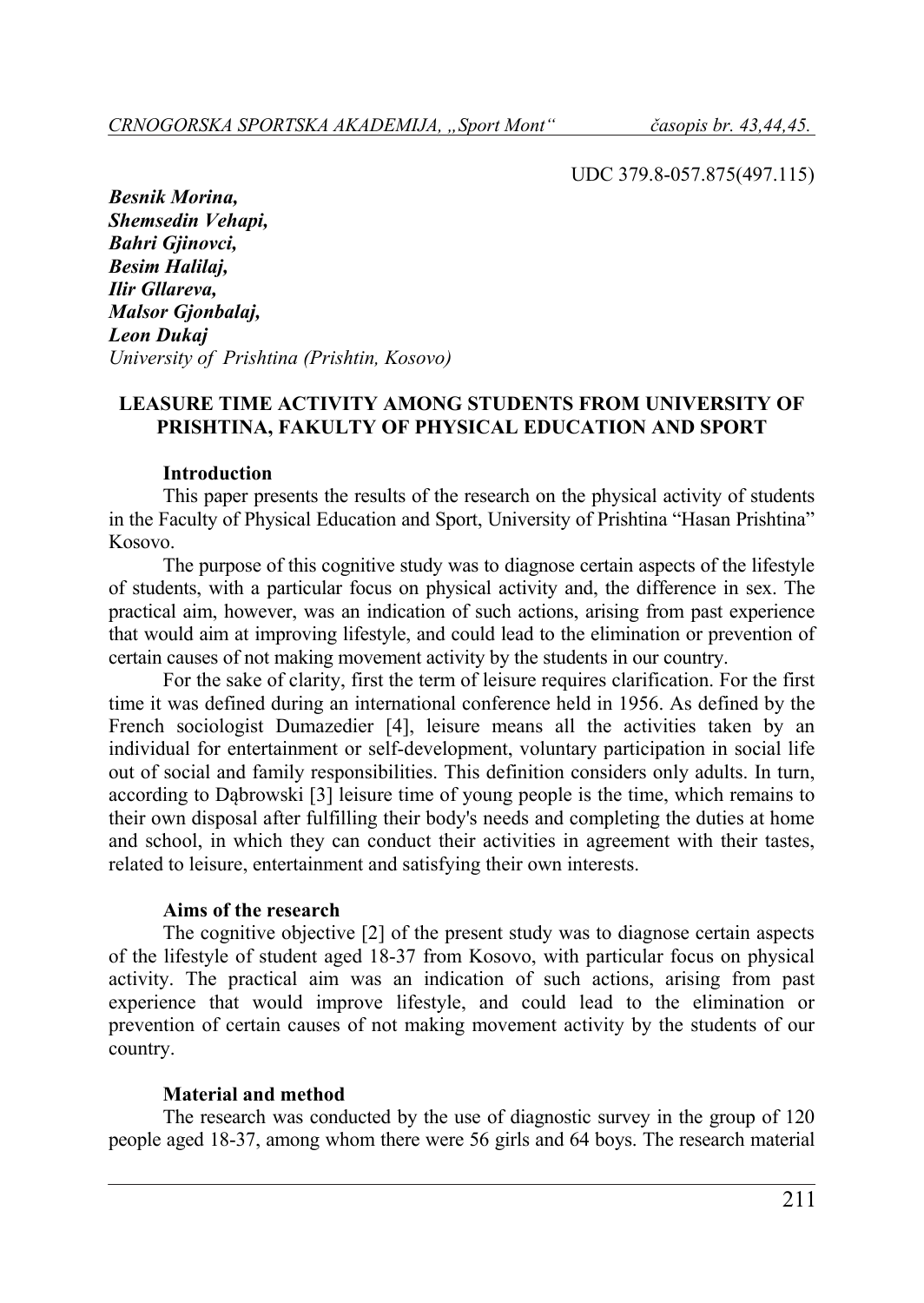UDC 379.8-057.875(497.115)

***Besnik Morina,***
***Shemsedin Vehapi,***
***Bahri Gjinovci,***
***Besim Halilaj,***
***Ilir Gllareva,***
***Malsor Gjonbalaj,***
***Leon Dukaj***
*University of Prishtina (Prishtin, Kosovo)*

# LEASURE TIME ACTIVITY AMONG STUDENTS FROM UNIVERSITY OF PRISHTINA, FAKULTY OF PHYSICAL EDUCATION AND SPORT

## Introduction

This paper presents the results of the research on the physical activity of students in the Faculty of Physical Education and Sport, University of Prishtina "Hasan Prishtina" Kosovo.

The purpose of this cognitive study was to diagnose certain aspects of the lifestyle of students, with a particular focus on physical activity and, the difference in sex. The practical aim, however, was an indication of such actions, arising from past experience that would aim at improving lifestyle, and could lead to the elimination or prevention of certain causes of not making movement activity by the students in our country.

For the sake of clarity, first the term of leisure requires clarification. For the first time it was defined during an international conference held in 1956. As defined by the French sociologist Dumazedier [4], leisure means all the activities taken by an individual for entertainment or self-development, voluntary participation in social life out of social and family responsibilities. This definition considers only adults. In turn, according to Dąbrowski [3] leisure time of young people is the time, which remains to their own disposal after fulfilling their body's needs and completing the duties at home and school, in which they can conduct their activities in agreement with their tastes, related to leisure, entertainment and satisfying their own interests.

## Aims of the research

The cognitive objective [2] of the present study was to diagnose certain aspects of the lifestyle of student aged 18-37 from Kosovo, with particular focus on physical activity. The practical aim was an indication of such actions, arising from past experience that would improve lifestyle, and could lead to the elimination or prevention of certain causes of not making movement activity by the students of our country.

## Material and method

The research was conducted by the use of diagnostic survey in the group of 120 people aged 18-37, among whom there were 56 girls and 64 boys. The research material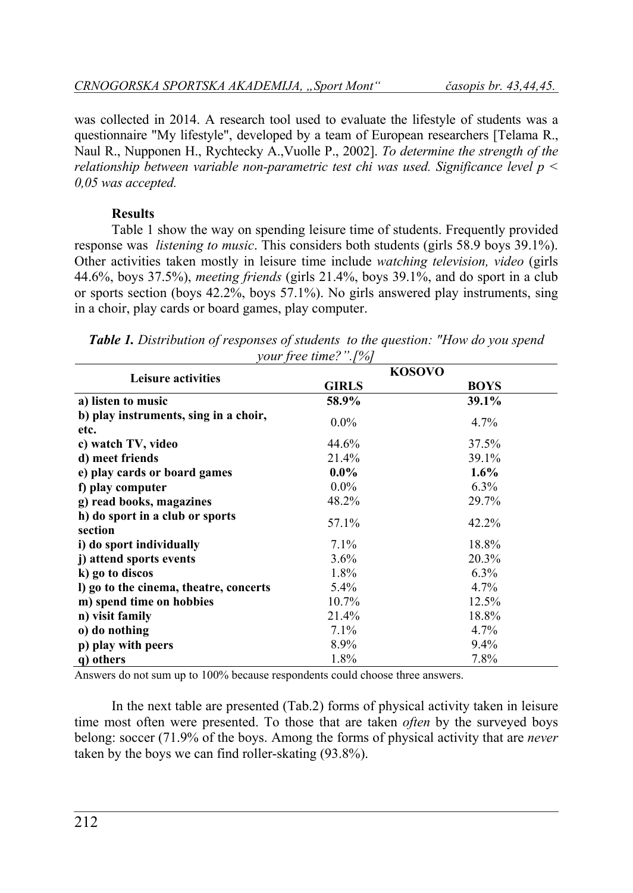was collected in 2014. A research tool used to evaluate the lifestyle of students was a questionnaire "My lifestyle", developed by a team of European researchers [Telama R., Naul R., Nupponen H., Rychtecky A.,Vuolle P., 2002]. *To determine the strength of the relationship between variable non-parametric test chi was used. Significance level p < 0,05 was accepted.*

### Results

Table 1 show the way on spending leisure time of students. Frequently provided response was *listening to music*. This considers both students (girls 58.9 boys 39.1%). Other activities taken mostly in leisure time include *watching television, video* (girls 44.6%, boys 37.5%), *meeting friends* (girls 21.4%, boys 39.1%, and do sport in a club or sports section (boys 42.2%, boys 57.1%). No girls answered play instruments, sing in a choir, play cards or board games, play computer.

***Table 1.*** *Distribution of responses of students to the question: "How do you spend your free time?".[%]*

| Leisure activities | KOSOVO | |
|---|---|---|
| | **GIRLS** | **BOYS** |
| **a) listen to music** | **58.9%** | **39.1%** |
| **b) play instruments, sing in a choir, etc.** | 0.0% | 4.7% |
| **c) watch TV, video** | 44.6% | 37.5% |
| **d) meet friends** | 21.4% | 39.1% |
| **e) play cards or board games** | **0.0%** | **1.6%** |
| **f) play computer** | 0.0% | 6.3% |
| **g) read books, magazines** | 48.2% | 29.7% |
| **h) do sport in a club or sports section** | 57.1% | 42.2% |
| **i) do sport individually** | 7.1% | 18.8% |
| **j) attend sports events** | 3.6% | 20.3% |
| **k) go to discos** | 1.8% | 6.3% |
| **l) go to the cinema, theatre, concerts** | 5.4% | 4.7% |
| **m) spend time on hobbies** | 10.7% | 12.5% |
| **n) visit family** | 21.4% | 18.8% |
| **o) do nothing** | 7.1% | 4.7% |
| **p) play with peers** | 8.9% | 9.4% |
| **q) others** | 1.8% | 7.8% |

Answers do not sum up to 100% because respondents could choose three answers.

In the next table are presented (Tab.2) forms of physical activity taken in leisure time most often were presented. To those that are taken *often* by the surveyed boys belong: soccer (71.9% of the boys. Among the forms of physical activity that are *never* taken by the boys we can find roller-skating (93.8%).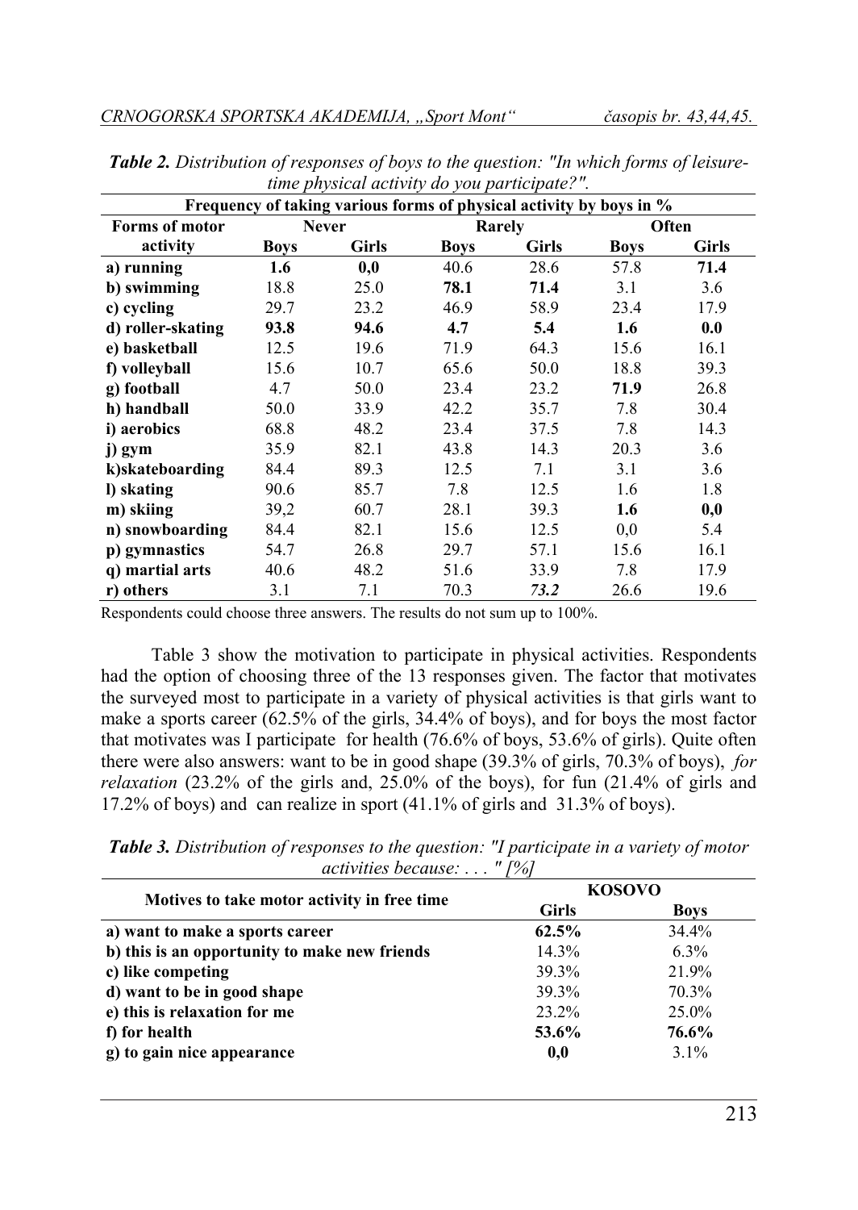***Table 2.*** *Distribution of responses of boys to the question: "In which forms of leisure-time physical activity do you participate?".*

| Frequency of taking various forms of physical activity by boys in % | | | | | | |
|---|---|---|---|---|---|---|
| **Forms of motor activity** | **Never** | | **Rarely** | | **Often** | |
| | **Boys** | **Girls** | **Boys** | **Girls** | **Boys** | **Girls** |
| **a) running** | **1.6** | **0,0** | 40.6 | 28.6 | 57.8 | **71.4** |
| **b) swimming** | 18.8 | 25.0 | **78.1** | **71.4** | 3.1 | 3.6 |
| **c) cycling** | 29.7 | 23.2 | 46.9 | 58.9 | 23.4 | 17.9 |
| **d) roller-skating** | **93.8** | **94.6** | **4.7** | **5.4** | **1.6** | **0.0** |
| **e) basketball** | 12.5 | 19.6 | 71.9 | 64.3 | 15.6 | 16.1 |
| **f) volleyball** | 15.6 | 10.7 | 65.6 | 50.0 | 18.8 | 39.3 |
| **g) football** | 4.7 | 50.0 | 23.4 | 23.2 | **71.9** | 26.8 |
| **h) handball** | 50.0 | 33.9 | 42.2 | 35.7 | 7.8 | 30.4 |
| **i) aerobics** | 68.8 | 48.2 | 23.4 | 37.5 | 7.8 | 14.3 |
| **j) gym** | 35.9 | 82.1 | 43.8 | 14.3 | 20.3 | 3.6 |
| **k)skateboarding** | 84.4 | 89.3 | 12.5 | 7.1 | 3.1 | 3.6 |
| **l) skating** | 90.6 | 85.7 | 7.8 | 12.5 | 1.6 | 1.8 |
| **m) skiing** | 39,2 | 60.7 | 28.1 | 39.3 | **1.6** | **0,0** |
| **n) snowboarding** | 84.4 | 82.1 | 15.6 | 12.5 | 0,0 | 5.4 |
| **p) gymnastics** | 54.7 | 26.8 | 29.7 | 57.1 | 15.6 | 16.1 |
| **q) martial arts** | 40.6 | 48.2 | 51.6 | 33.9 | 7.8 | 17.9 |
| **r) others** | 3.1 | 7.1 | 70.3 | ***73.2*** | 26.6 | 19.6 |

Respondents could choose three answers. The results do not sum up to 100%.

Table 3 show the motivation to participate in physical activities. Respondents had the option of choosing three of the 13 responses given. The factor that motivates the surveyed most to participate in a variety of physical activities is that girls want to make a sports career (62.5% of the girls, 34.4% of boys), and for boys the most factor that motivates was I participate for health (76.6% of boys, 53.6% of girls). Quite often there were also answers: want to be in good shape (39.3% of girls, 70.3% of boys), *for relaxation* (23.2% of the girls and, 25.0% of the boys), for fun (21.4% of girls and 17.2% of boys) and can realize in sport (41.1% of girls and 31.3% of boys).

***Table 3.*** *Distribution of responses to the question: "I participate in a variety of motor activities because: . . . " [%]*

| Motives to take motor activity in free time | KOSOVO | |
|---|---|---|
| | **Girls** | **Boys** |
| **a) want to make a sports career** | **62.5%** | 34.4% |
| **b) this is an opportunity to make new friends** | 14.3% | 6.3% |
| **c) like competing** | 39.3% | 21.9% |
| **d) want to be in good shape** | 39.3% | 70.3% |
| **e) this is relaxation for me** | 23.2% | 25.0% |
| **f) for health** | **53.6%** | **76.6%** |
| **g) to gain nice appearance** | **0,0** | 3.1% |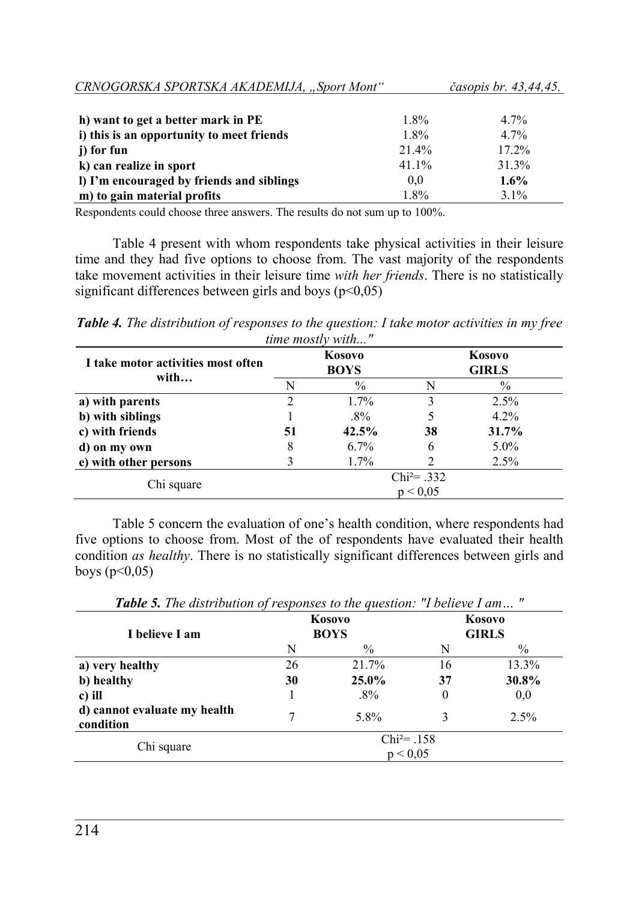| | | |
|---|---|---|
| **h) want to get a better mark in PE** | 1.8% | 4.7% |
| **i) this is an opportunity to meet friends** | 1.8% | 4.7% |
| **j) for fun** | 21.4% | 17.2% |
| **k) can realize in sport** | 41.1% | 31.3% |
| **l) I'm encouraged by friends and siblings** | 0,0 | **1.6%** |
| **m) to gain material profits** | 1.8% | 3.1% |

Respondents could choose three answers. The results do not sum up to 100%.

Table 4 present with whom respondents take physical activities in their leisure time and they had five options to choose from. The vast majority of the respondents take movement activities in their leisure time *with her friends*. There is no statistically significant differences between girls and boys ($p<0,05$)

***Table 4.*** *The distribution of responses to the question: I take motor activities in my free time mostly with..."*

| I take motor activities most often with… | Kosovo BOYS | | Kosovo GIRLS | |
|---|---|---|---|---|
| | N | % | N | % |
| **a) with parents** | 2 | 1.7% | 3 | 2.5% |
| **b) with siblings** | 1 | .8% | 5 | 4.2% |
| **c) with friends** | **51** | **42.5%** | **38** | **31.7%** |
| **d) on my own** | 8 | 6.7% | 6 | 5.0% |
| **e) with other persons** | 3 | 1.7% | 2 | 2.5% |
| Chi square | $Chi^2= .332$ $p < 0,05$ | | | |

Table 5 concern the evaluation of one's health condition, where respondents had five options to choose from. Most of the of respondents have evaluated their health condition *as healthy*. There is no statistically significant differences between girls and boys ($p<0,05$)

***Table 5.*** *The distribution of responses to the question: "I believe I am… "*

| I believe I am | Kosovo BOYS | | Kosovo GIRLS | |
|---|---|---|---|---|
| | N | % | N | % |
| **a) very healthy** | 26 | 21.7% | 16 | 13.3% |
| **b) healthy** | **30** | **25.0%** | **37** | **30.8%** |
| **c) ill** | 1 | .8% | 0 | 0,0 |
| **d) cannot evaluate my health condition** | 7 | 5.8% | 3 | 2.5% |
| Chi square | $Chi^2= .158$ $p < 0,05$ | | | |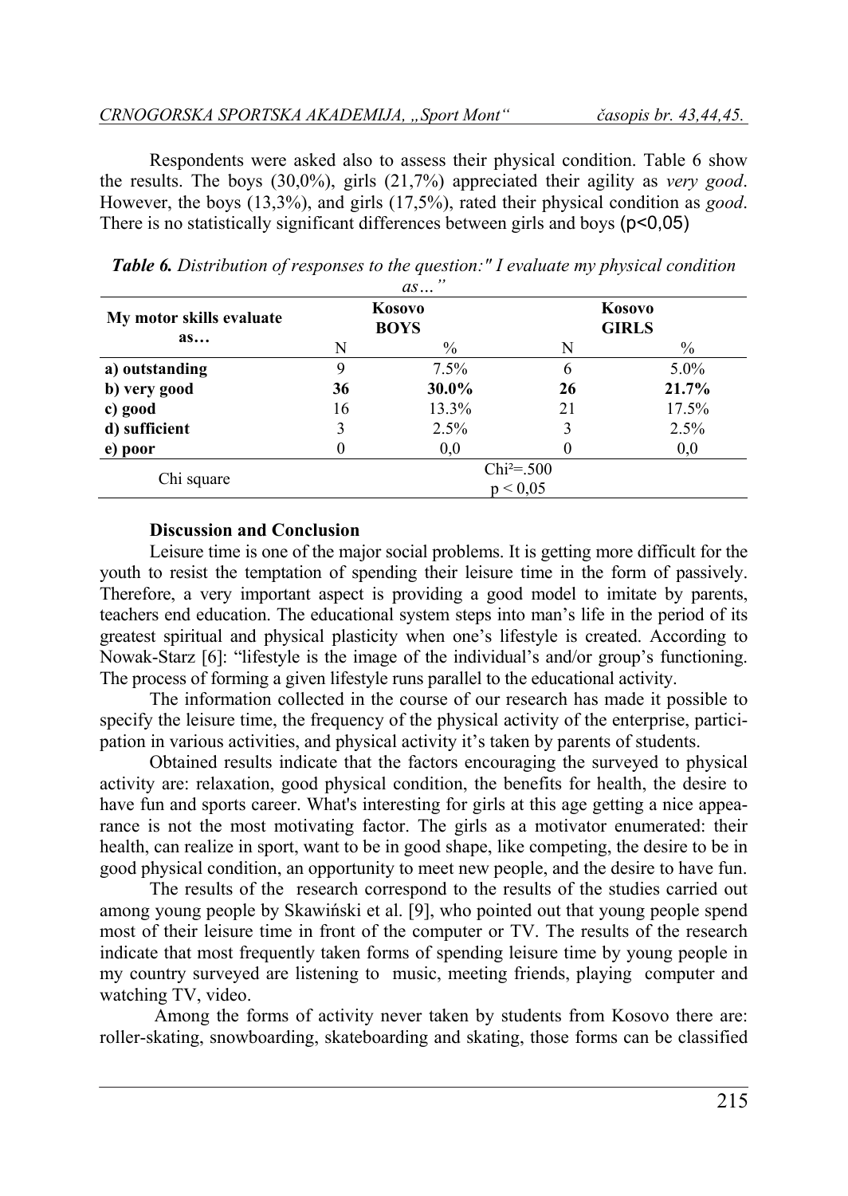Respondents were asked also to assess their physical condition. Table 6 show the results. The boys (30,0%), girls (21,7%) appreciated their agility as *very good*. However, the boys (13,3%), and girls (17,5%), rated their physical condition as *good*. There is no statistically significant differences between girls and boys ($p<0,05$)

***Table 6.*** *Distribution of responses to the question:" I evaluate my physical condition as…"*

| My motor skills evaluate as… | Kosovo BOYS | | Kosovo GIRLS | |
|---|---|---|---|---|
| | N | % | N | % |
| **a) outstanding** | 9 | 7.5% | 6 | 5.0% |
| **b) very good** | **36** | **30.0%** | **26** | **21.7%** |
| **c) good** | 16 | 13.3% | 21 | 17.5% |
| **d) sufficient** | 3 | 2.5% | 3 | 2.5% |
| **e) poor** | 0 | 0,0 | 0 | 0,0 |
| Chi square | $Chi^2=.500$ $p < 0,05$ | | | |

**Discussion and Conclusion**

Leisure time is one of the major social problems. It is getting more difficult for the youth to resist the temptation of spending their leisure time in the form of passively. Therefore, a very important aspect is providing a good model to imitate by parents, teachers end education. The educational system steps into man's life in the period of its greatest spiritual and physical plasticity when one's lifestyle is created. According to Nowak-Starz [6]: "lifestyle is the image of the individual's and/or group's functioning. The process of forming a given lifestyle runs parallel to the educational activity.

The information collected in the course of our research has made it possible to specify the leisure time, the frequency of the physical activity of the enterprise, participation in various activities, and physical activity it's taken by parents of students.

Obtained results indicate that the factors encouraging the surveyed to physical activity are: relaxation, good physical condition, the benefits for health, the desire to have fun and sports career. What's interesting for girls at this age getting a nice appearance is not the most motivating factor. The girls as a motivator enumerated: their health, can realize in sport, want to be in good shape, like competing, the desire to be in good physical condition, an opportunity to meet new people, and the desire to have fun.

The results of the research correspond to the results of the studies carried out among young people by Skawiński et al. [9], who pointed out that young people spend most of their leisure time in front of the computer or TV. The results of the research indicate that most frequently taken forms of spending leisure time by young people in my country surveyed are listening to music, meeting friends, playing computer and watching TV, video.

Among the forms of activity never taken by students from Kosovo there are: roller-skating, snowboarding, skateboarding and skating, those forms can be classified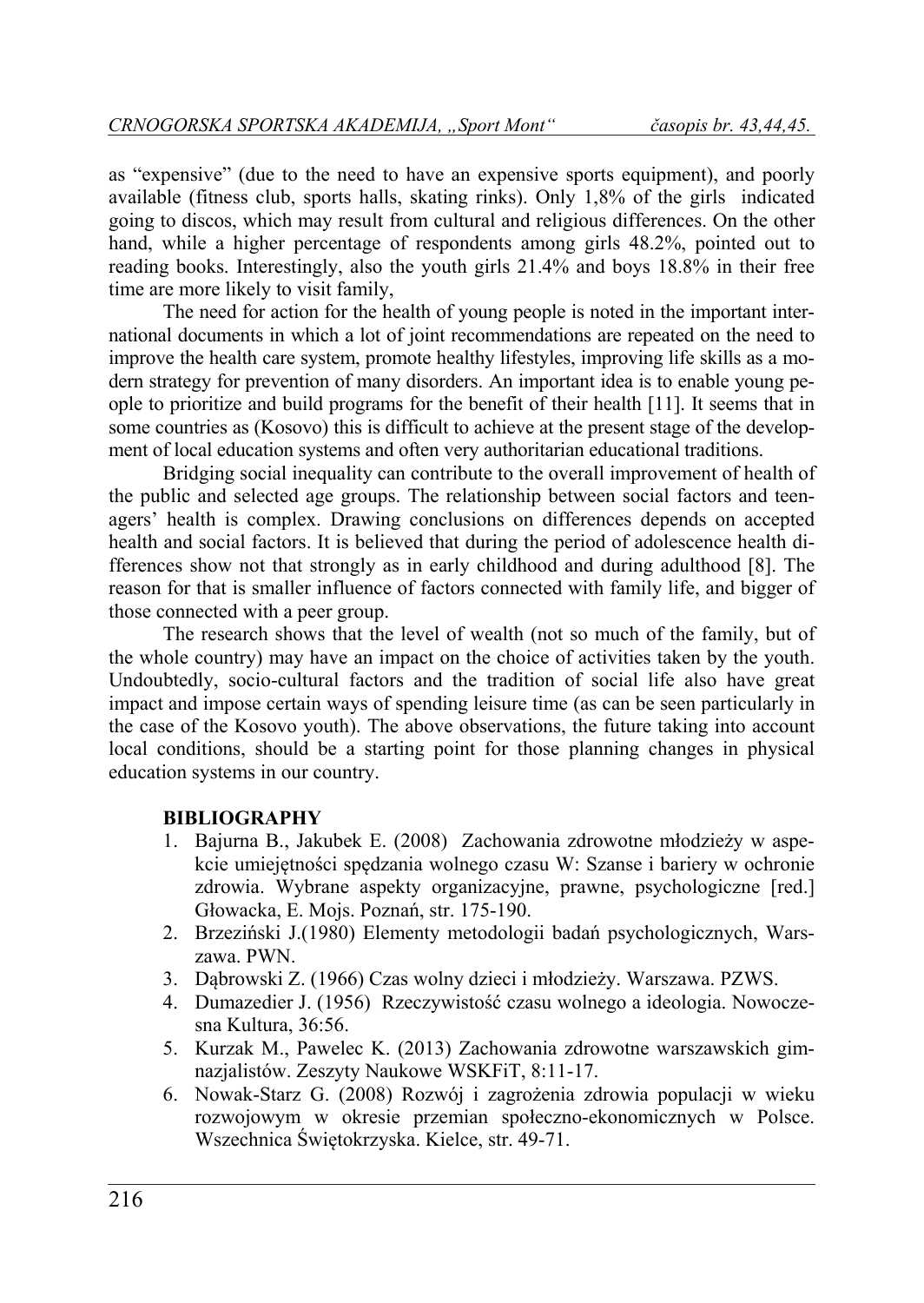as "expensive" (due to the need to have an expensive sports equipment), and poorly available (fitness club, sports halls, skating rinks). Only 1,8% of the girls indicated going to discos, which may result from cultural and religious differences. On the other hand, while a higher percentage of respondents among girls 48.2%, pointed out to reading books. Interestingly, also the youth girls 21.4% and boys 18.8% in their free time are more likely to visit family,

The need for action for the health of young people is noted in the important international documents in which a lot of joint recommendations are repeated on the need to improve the health care system, promote healthy lifestyles, improving life skills as a modern strategy for prevention of many disorders. An important idea is to enable young people to prioritize and build programs for the benefit of their health [11]. It seems that in some countries as (Kosovo) this is difficult to achieve at the present stage of the development of local education systems and often very authoritarian educational traditions.

Bridging social inequality can contribute to the overall improvement of health of the public and selected age groups. The relationship between social factors and teenagers' health is complex. Drawing conclusions on differences depends on accepted health and social factors. It is believed that during the period of adolescence health differences show not that strongly as in early childhood and during adulthood [8]. The reason for that is smaller influence of factors connected with family life, and bigger of those connected with a peer group.

The research shows that the level of wealth (not so much of the family, but of the whole country) may have an impact on the choice of activities taken by the youth. Undoubtedly, socio-cultural factors and the tradition of social life also have great impact and impose certain ways of spending leisure time (as can be seen particularly in the case of the Kosovo youth). The above observations, the future taking into account local conditions, should be a starting point for those planning changes in physical education systems in our country.

## BIBLIOGRAPHY

1. Bajurna B., Jakubek E. (2008) Zachowania zdrowotne młodzieży w aspekcie umiejętności spędzania wolnego czasu W: Szanse i bariery w ochronie zdrowia. Wybrane aspekty organizacyjne, prawne, psychologiczne [red.] Głowacka, E. Mojs. Poznań, str. 175-190.
2. Brzeziński J.(1980) Elementy metodologii badań psychologicznych, Warszawa. PWN.
3. Dąbrowski Z. (1966) Czas wolny dzieci i młodzieży. Warszawa. PZWS.
4. Dumazedier J. (1956) Rzeczywistość czasu wolnego a ideologia. Nowoczesna Kultura, 36:56.
5. Kurzak M., Pawelec K. (2013) Zachowania zdrowotne warszawskich gimnazjalistów. Zeszyty Naukowe WSKFiT, 8:11-17.
6. Nowak-Starz G. (2008) Rozwój i zagrożenia zdrowia populacji w wieku rozwojowym w okresie przemian społeczno-ekonomicznych w Polsce. Wszechnica Świętokrzyska. Kielce, str. 49-71.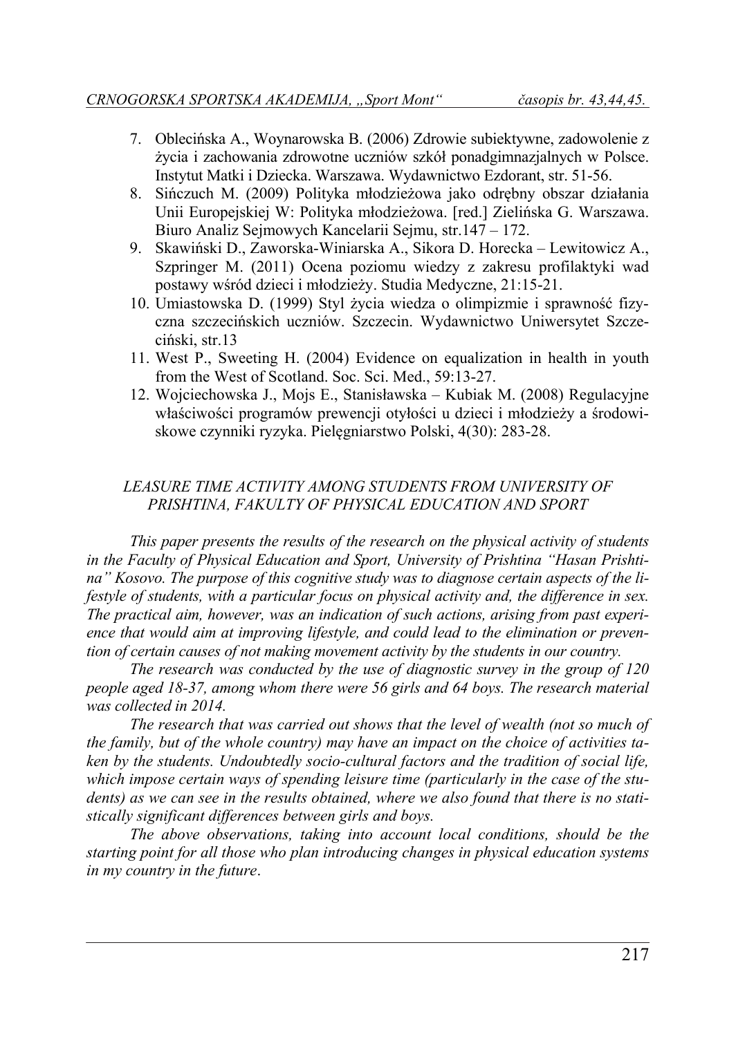7. Oblecińska A., Woynarowska B. (2006) Zdrowie subiektywne, zadowolenie z życia i zachowania zdrowotne uczniów szkół ponadgimnazjalnych w Polsce. Instytut Matki i Dziecka. Warszawa. Wydawnictwo Ezdorant, str. 51-56.
8. Sińczuch M. (2009) Polityka młodzieżowa jako odrębny obszar działania Unii Europejskiej W: Polityka młodzieżowa. [red.] Zielińska G. Warszawa. Biuro Analiz Sejmowych Kancelarii Sejmu, str.147 – 172.
9. Skawiński D., Zaworska-Winiarska A., Sikora D. Horecka – Lewitowicz A., Szpringer M. (2011) Ocena poziomu wiedzy z zakresu profilaktyki wad postawy wśród dzieci i młodzieży. Studia Medyczne, 21:15-21.
10. Umiastowska D. (1999) Styl życia wiedza o olimpizmie i sprawność fizyczna szczecińskich uczniów. Szczecin. Wydawnictwo Uniwersytet Szczeciński, str.13
11. West P., Sweeting H. (2004) Evidence on equalization in health in youth from the West of Scotland. Soc. Sci. Med., 59:13-27.
12. Wojciechowska J., Mojs E., Stanisławska – Kubiak M. (2008) Regulacyjne właściwości programów prewencji otyłości u dzieci i młodzieży a środowiskowe czynniki ryzyka. Pielęgniarstwo Polski, 4(30): 283-28.

## *LEASURE TIME ACTIVITY AMONG STUDENTS FROM UNIVERSITY OF PRISHTINA, FAKULTY OF PHYSICAL EDUCATION AND SPORT*

*This paper presents the results of the research on the physical activity of students in the Faculty of Physical Education and Sport, University of Prishtina "Hasan Prishtina" Kosovo. The purpose of this cognitive study was to diagnose certain aspects of the lifestyle of students, with a particular focus on physical activity and, the difference in sex. The practical aim, however, was an indication of such actions, arising from past experience that would aim at improving lifestyle, and could lead to the elimination or prevention of certain causes of not making movement activity by the students in our country.*

*The research was conducted by the use of diagnostic survey in the group of 120 people aged 18-37, among whom there were 56 girls and 64 boys. The research material was collected in 2014.*

*The research that was carried out shows that the level of wealth (not so much of the family, but of the whole country) may have an impact on the choice of activities taken by the students. Undoubtedly socio-cultural factors and the tradition of social life, which impose certain ways of spending leisure time (particularly in the case of the students) as we can see in the results obtained, where we also found that there is no statistically significant differences between girls and boys.*

*The above observations, taking into account local conditions, should be the starting point for all those who plan introducing changes in physical education systems in my country in the future*.